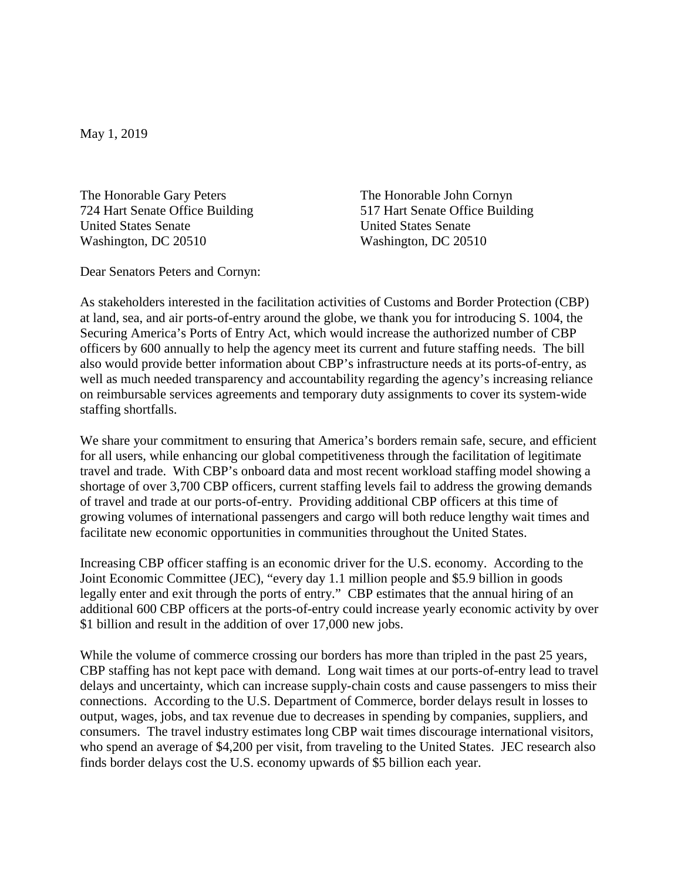May 1, 2019

The Honorable Gary Peters
724 Hart Senate Office Building
United States Senate
Washington, DC 20510

The Honorable John Cornyn
517 Hart Senate Office Building
United States Senate
Washington, DC 20510

Dear Senators Peters and Cornyn:

As stakeholders interested in the facilitation activities of Customs and Border Protection (CBP) at land, sea, and air ports-of-entry around the globe, we thank you for introducing S. 1004, the Securing America's Ports of Entry Act, which would increase the authorized number of CBP officers by 600 annually to help the agency meet its current and future staffing needs. The bill also would provide better information about CBP's infrastructure needs at its ports-of-entry, as well as much needed transparency and accountability regarding the agency's increasing reliance on reimbursable services agreements and temporary duty assignments to cover its system-wide staffing shortfalls.

We share your commitment to ensuring that America's borders remain safe, secure, and efficient for all users, while enhancing our global competitiveness through the facilitation of legitimate travel and trade. With CBP's onboard data and most recent workload staffing model showing a shortage of over 3,700 CBP officers, current staffing levels fail to address the growing demands of travel and trade at our ports-of-entry. Providing additional CBP officers at this time of growing volumes of international passengers and cargo will both reduce lengthy wait times and facilitate new economic opportunities in communities throughout the United States.

Increasing CBP officer staffing is an economic driver for the U.S. economy. According to the Joint Economic Committee (JEC), "every day 1.1 million people and $5.9 billion in goods legally enter and exit through the ports of entry." CBP estimates that the annual hiring of an additional 600 CBP officers at the ports-of-entry could increase yearly economic activity by over $1 billion and result in the addition of over 17,000 new jobs.

While the volume of commerce crossing our borders has more than tripled in the past 25 years, CBP staffing has not kept pace with demand. Long wait times at our ports-of-entry lead to travel delays and uncertainty, which can increase supply-chain costs and cause passengers to miss their connections. According to the U.S. Department of Commerce, border delays result in losses to output, wages, jobs, and tax revenue due to decreases in spending by companies, suppliers, and consumers. The travel industry estimates long CBP wait times discourage international visitors, who spend an average of $4,200 per visit, from traveling to the United States. JEC research also finds border delays cost the U.S. economy upwards of $5 billion each year.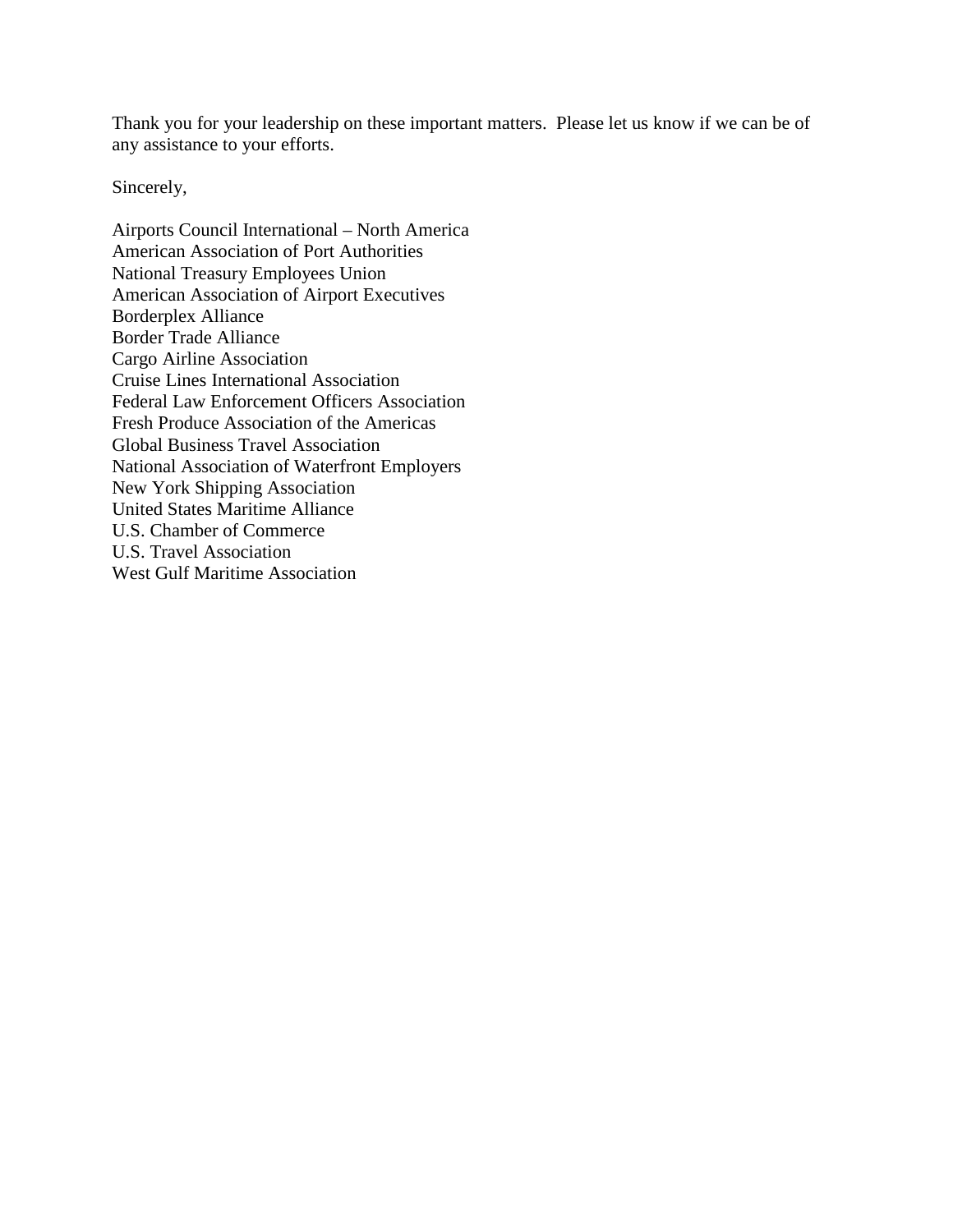Thank you for your leadership on these important matters. Please let us know if we can be of any assistance to your efforts.

Sincerely,

Airports Council International – North America
American Association of Port Authorities
National Treasury Employees Union
American Association of Airport Executives
Borderplex Alliance
Border Trade Alliance
Cargo Airline Association
Cruise Lines International Association
Federal Law Enforcement Officers Association
Fresh Produce Association of the Americas
Global Business Travel Association
National Association of Waterfront Employers
New York Shipping Association
United States Maritime Alliance
U.S. Chamber of Commerce
U.S. Travel Association
West Gulf Maritime Association